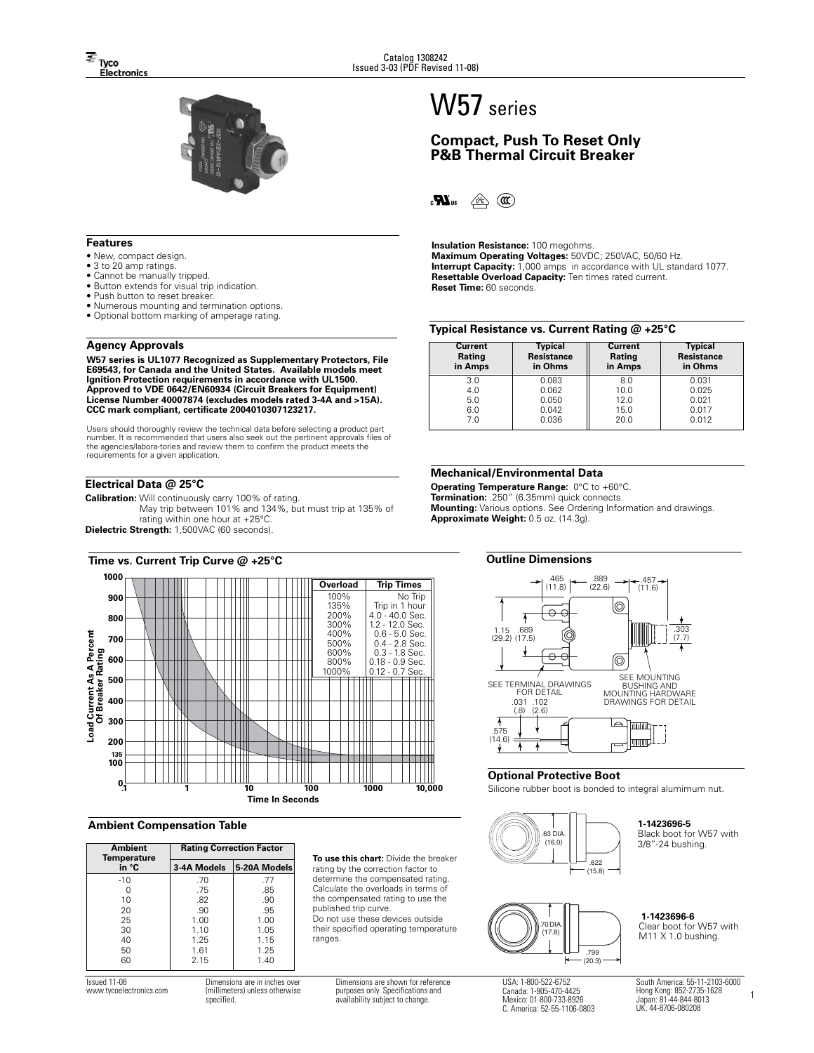# W57 series

## Compact, Push To Reset Only P&B Thermal Circuit Breaker

### Features

- New, compact design.
- 3 to 20 amp ratings.
- Cannot be manually tripped.
- Button extends for visual trip indication.
- Push button to reset breaker.
- Numerous mounting and termination options.
- Optional bottom marking of amperage rating.

### Agency Approvals

**W57 series is UL1077 Recognized as Supplementary Protectors, File E69543, for Canada and the United States. Available models meet Ignition Protection requirements in accordance with UL1500. Approved to VDE 0642/EN60934 (Circuit Breakers for Equipment) License Number 40007874 (excludes models rated 3-4A and >15A). CCC mark compliant, certificate 2004010307123217.**

Users should thoroughly review the technical data before selecting a product part number. It is recommended that users also seek out the pertinent approvals files of the agencies/labora-tories and review them to confirm the product meets the requirements for a given application.

### Electrical Data @ 25°C

**Calibration:** Will continuously carry 100% of rating. May trip between 101% and 134%, but must trip at 135% of rating within one hour at +25°C.
**Dielectric Strength:** 1,500VAC (60 seconds).

**Insulation Resistance:** 100 megohms.
**Maximum Operating Voltages:** 50VDC; 250VAC, 50/60 Hz.
**Interrupt Capacity:** 1,000 amps in accordance with UL standard 1077.
**Resettable Overload Capacity:** Ten times rated current.
**Reset Time:** 60 seconds.

### Typical Resistance vs. Current Rating @ +25°C

| Current Rating in Amps | Typical Resistance in Ohms | Current Rating in Amps | Typical Resistance in Ohms |
|---|---|---|---|
| 3.0 | 0.083 | 8.0 | 0.031 |
| 4.0 | 0.062 | 10.0 | 0.025 |
| 5.0 | 0.050 | 12.0 | 0.021 |
| 6.0 | 0.042 | 15.0 | 0.017 |
| 7.0 | 0.036 | 20.0 | 0.012 |

### Mechanical/Environmental Data

**Operating Temperature Range:** 0°C to +60°C.
**Termination:** .250" (6.35mm) quick connects.
**Mounting:** Various options. See Ordering Information and drawings.
**Approximate Weight:** 0.5 oz. (14.3g).

### Time vs. Current Trip Curve @ +25°C

| Overload | Trip Times |
|---|---|
| 100% | No Trip |
| 135% | Trip in 1 hour |
| 200% | 4.0 - 40.0 Sec. |
| 300% | 1.2 - 12.0 Sec. |
| 400% | 0.6 - 5.0 Sec. |
| 500% | 0.4 - 2.8 Sec. |
| 600% | 0.3 - 1.8 Sec. |
| 800% | 0.18 - 0.9 Sec. |
| 1000% | 0.12 - 0.7 Sec. |

Load Current As A Percent Of Breaker Rating vs. Time In Seconds

### Outline Dimensions

SEE TERMINAL DRAWINGS FOR DETAIL

SEE MOUNTING BUSHING AND MOUNTING HARDWARE DRAWINGS FOR DETAIL

### Ambient Compensation Table

| Ambient Temperature in °C | Rating Correction Factor | |
|---|---|---|
| | 3-4A Models | 5-20A Models |
| -10 | .70 | .77 |
| 0 | .75 | .85 |
| 10 | .82 | .90 |
| 20 | .90 | .95 |
| 25 | 1.00 | 1.00 |
| 30 | 1.10 | 1.05 |
| 40 | 1.25 | 1.15 |
| 50 | 1.61 | 1.25 |
| 60 | 2.15 | 1.40 |

**To use this chart:** Divide the breaker rating by the correction factor to determine the compensated rating. Calculate the overloads in terms of the compensated rating to use the published trip curve.
Do not use these devices outside their specified operating temperature ranges.

### Optional Protective Boot

Silicone rubber boot is bonded to integral alumimum nut.

**1-1423696-5**
Black boot for W57 with 3/8"-24 bushing.

**1-1423696-6**
Clear boot for W57 with M11 X 1.0 bushing.

Issued 11-08
www.tycoelectronics.com

Dimensions are in inches over (millimeters) unless otherwise specified.

Dimensions are shown for reference purposes only. Specifications and availability subject to change.

USA: 1-800-522-6752
Canada: 1-905-470-4425
Mexico: 01-800-733-8926
C. America: 52-55-1106-0803

South America: 55-11-2103-6000
Hong Kong: 852-2735-1628
Japan: 81-44-844-8013
UK: 44-8706-080208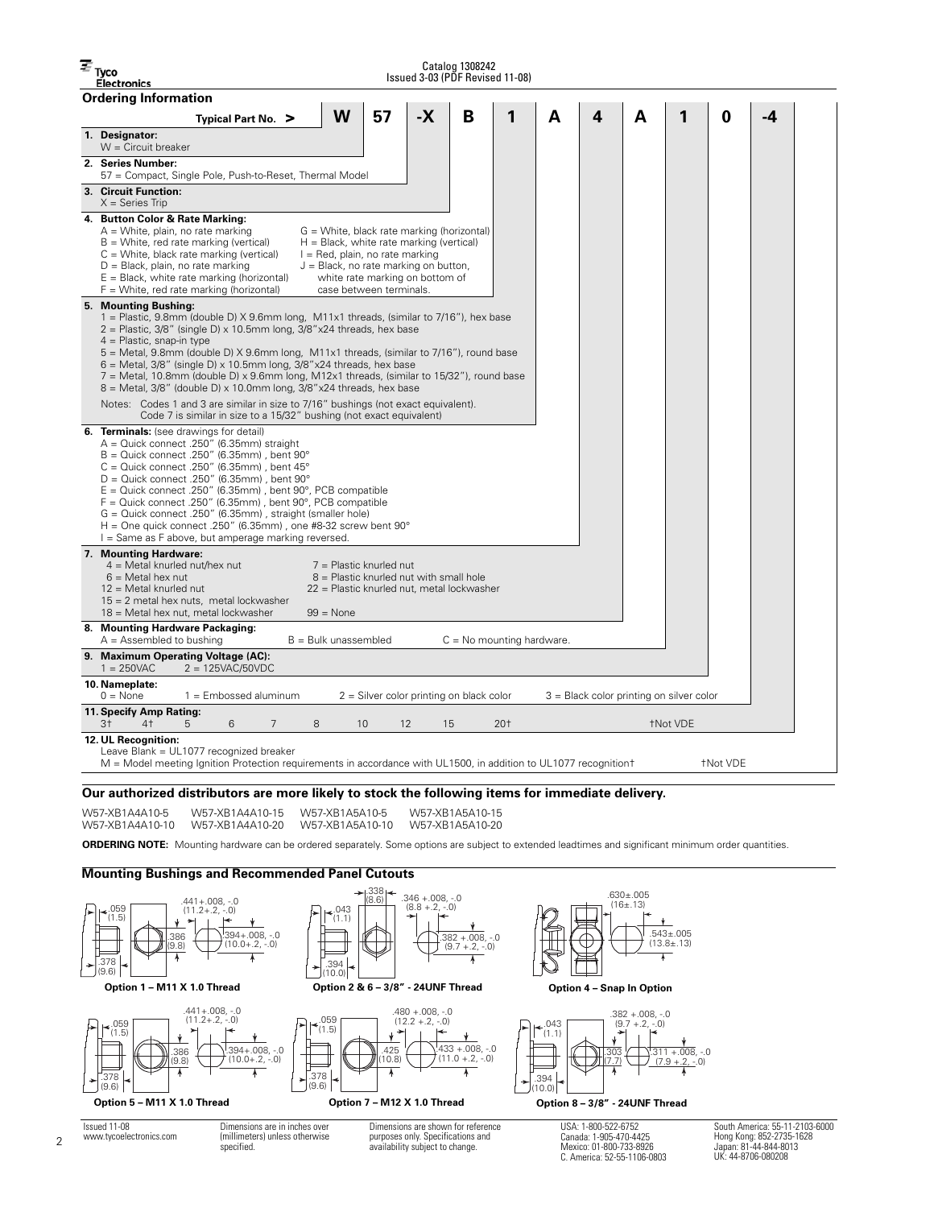## Ordering Information

| Typical Part No. > | W | 57 | -X | B | 1 | A | 4 | A | 1 | 0 | -4 |
|---|---|---|---|---|---|---|---|---|---|---|---|

**1. Designator:**
W = Circuit breaker

**2. Series Number:**
57 = Compact, Single Pole, Push-to-Reset, Thermal Model

**3. Circuit Function:**
X = Series Trip

**4. Button Color & Rate Marking:**
A = White, plain, no rate marking
B = White, red rate marking (vertical)
C = White, black rate marking (vertical)
D = Black, plain, no rate marking
E = Black, white rate marking (horizontal)
F = White, red rate marking (horizontal)
G = White, black rate marking (horizontal)
H = Black, white rate marking (vertical)
I = Red, plain, no rate marking
J = Black, no rate marking on button, white rate marking on bottom of case between terminals.

**5. Mounting Bushing:**
1 = Plastic, 9.8mm (double D) X 9.6mm long, M11x1 threads, (similar to 7/16"), hex base
2 = Plastic, 3/8" (single D) x 10.5mm long, 3/8"x24 threads, hex base
4 = Plastic, snap-in type
5 = Metal, 9.8mm (double D) X 9.6mm long, M11x1 threads, (similar to 7/16"), round base
6 = Metal, 3/8" (single D) x 10.5mm long, 3/8"x24 threads, hex base
7 = Metal, 10.8mm (double D) x 9.6mm long, M12x1 threads, (similar to 15/32"), round base
8 = Metal, 3/8" (double D) x 10.0mm long, 3/8"x24 threads, hex base

Notes: Codes 1 and 3 are similar in size to 7/16" bushings (not exact equivalent).
Code 7 is similar in size to a 15/32" bushing (not exact equivalent)

**6. Terminals:** (see drawings for detail)
A = Quick connect .250" (6.35mm) straight
B = Quick connect .250" (6.35mm) , bent 90°
C = Quick connect .250" (6.35mm) , bent 45°
D = Quick connect .250" (6.35mm) , bent 90°
E = Quick connect .250" (6.35mm) , bent 90°, PCB compatible
F = Quick connect .250" (6.35mm) , bent 90°, PCB compatible
G = Quick connect .250" (6.35mm) , straight (smaller hole)
H = One quick connect .250" (6.35mm) , one #8-32 screw bent 90°
I = Same as F above, but amperage marking reversed.

**7. Mounting Hardware:**
4 = Metal knurled nut/hex nut
6 = Metal hex nut
12 = Metal knurled nut
15 = 2 metal hex nuts, metal lockwasher
18 = Metal hex nut, metal lockwasher
7 = Plastic knurled nut
8 = Plastic knurled nut with small hole
22 = Plastic knurled nut, metal lockwasher
99 = None

**8. Mounting Hardware Packaging:**
A = Assembled to bushing
B = Bulk unassembled
C = No mounting hardware.

**9. Maximum Operating Voltage (AC):**
1 = 250VAC
2 = 125VAC/50VDC

**10. Nameplate:**
0 = None
1 = Embossed aluminum
2 = Silver color printing on black color
3 = Black color printing on silver color

**11. Specify Amp Rating:**
3† 4† 5 6 7 8 10 12 15 20†

†Not VDE

**12. UL Recognition:**
Leave Blank = UL1077 recognized breaker
M = Model meeting Ignition Protection requirements in accordance with UL1500, in addition to UL1077 recognition†

†Not VDE

**Our authorized distributors are more likely to stock the following items for immediate delivery.**

| | | | |
|---|---|---|---|
| W57-XB1A4A10-5 | W57-XB1A4A10-15 | W57-XB1A5A10-5 | W57-XB1A5A10-15 |
| W57-XB1A4A10-10 | W57-XB1A4A10-20 | W57-XB1A5A10-10 | W57-XB1A5A10-20 |

**ORDERING NOTE:** Mounting hardware can be ordered separately. Some options are subject to extended leadtimes and significant minimum order quantities.

## Mounting Bushings and Recommended Panel Cutouts

.059 (1.5); .378 (9.6); .386 (9.8); .441+.008, -.0 (11.2+.2, -.0); .394+.008, -.0 (10.0+.2, -.0)

**Option 1 – M11 X 1.0 Thread**

.043 (1.1); .394 (10.0); .338 (8.6); .346 +.008, -.0 (8.8 +.2, -.0); .382 +.008, -.0 (9.7 +.2, -.0)

**Option 2 & 6 – 3/8" - 24UNF Thread**

.630±.005 (16±.13); .543±.005 (13.8±.13)

**Option 4 – Snap In Option**

.059 (1.5); .378 (9.6); .386 (9.8); .441+.008, -.0 (11.2+.2, -.0); .394+.008, -.0 (10.0+.2, -.0)

**Option 5 – M11 X 1.0 Thread**

.059 (1.5); .378 (9.6); .425 (10.8); .480 +.008, -.0 (12.2 +.2, -.0); .433 +.008, -.0 (11.0 +.2, -.0)

**Option 7 – M12 X 1.0 Thread**

.043 (1.1); .394 (10.0); .303 (7.7); .382 +.008, -.0 (9.7 +.2, -.0); .311 +.008, -.0 (7.9 +.2, -.0)

**Option 8 – 3/8" - 24UNF Thread**

Dimensions are in inches over (millimeters) unless otherwise specified.

Dimensions are shown for reference purposes only. Specifications and availability subject to change.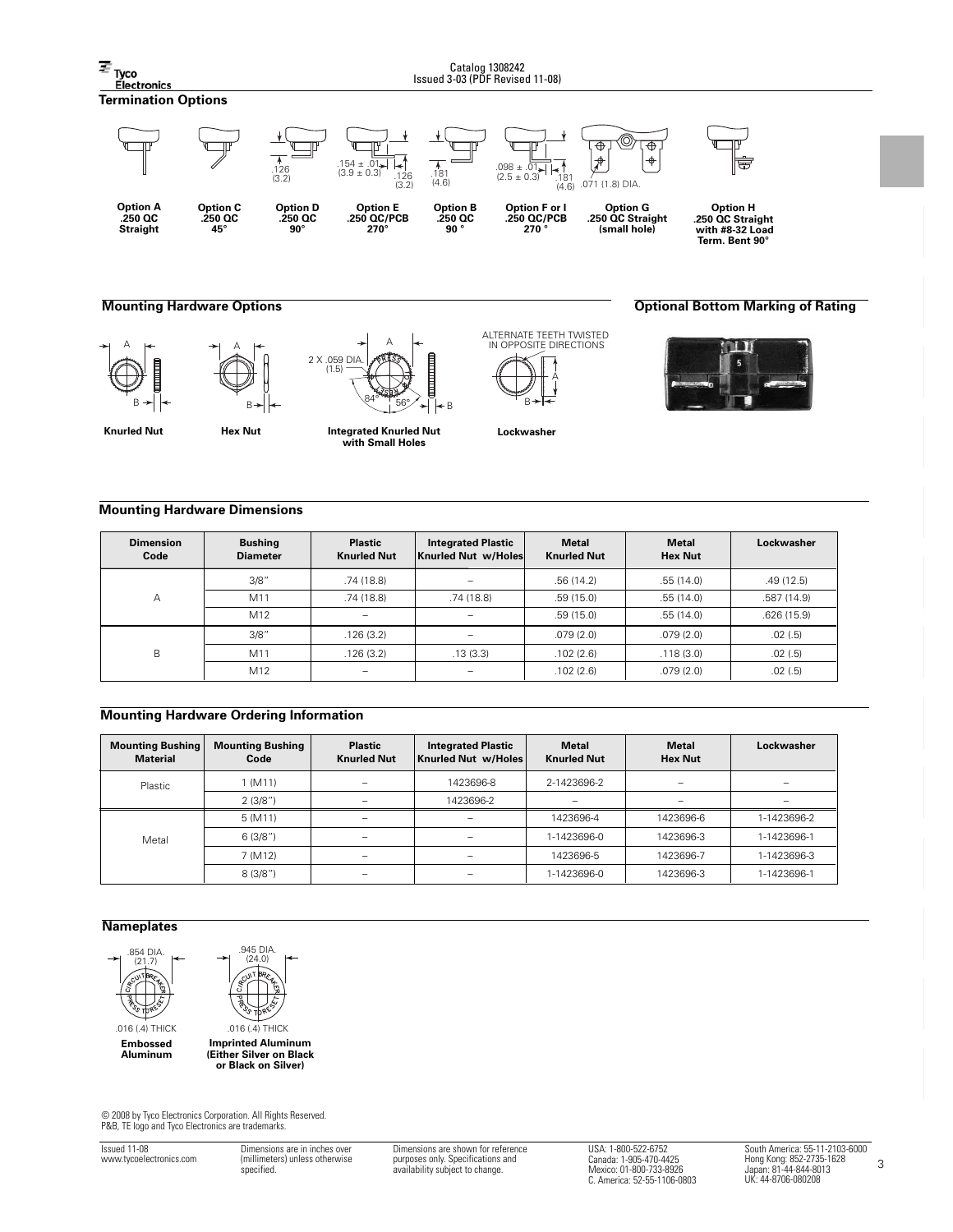## Termination Options

.126 (3.2)

.154 ± .01 (3.9 ± 0.3)

.126 (3.2)

.181 (4.6)

.098 ± .01 (2.5 ± 0.3)

.181 (4.6)

.071 (1.8) DIA.

**Option A .250 QC Straight**

**Option C .250 QC 45°**

**Option D .250 QC 90°**

**Option E .250 QC/PCB 270°**

**Option B .250 QC 90 °**

**Option F or I .250 QC/PCB 270 °**

**Option G .250 QC Straight (small hole)**

**Option H .250 QC Straight with #8-32 Load Term. Bent 90°**

## Mounting Hardware Options

A

B

2 X .059 DIA. (1.5)

84°

56°

ALTERNATE TEETH TWISTED IN OPPOSITE DIRECTIONS

**Knurled Nut**

**Hex Nut**

**Integrated Knurled Nut with Small Holes**

**Lockwasher**

## Optional Bottom Marking of Rating

## Mounting Hardware Dimensions

| Dimension Code | Bushing Diameter | Plastic Knurled Nut | Integrated Plastic Knurled Nut w/Holes | Metal Knurled Nut | Metal Hex Nut | Lockwasher |
|---|---|---|---|---|---|---|
| A | 3/8" | .74 (18.8) | – | .56 (14.2) | .55 (14.0) | .49 (12.5) |
| | M11 | .74 (18.8) | .74 (18.8) | .59 (15.0) | .55 (14.0) | .587 (14.9) |
| | M12 | – | – | .59 (15.0) | .55 (14.0) | .626 (15.9) |
| B | 3/8" | .126 (3.2) | – | .079 (2.0) | .079 (2.0) | .02 (.5) |
| | M11 | .126 (3.2) | .13 (3.3) | .102 (2.6) | .118 (3.0) | .02 (.5) |
| | M12 | – | – | .102 (2.6) | .079 (2.0) | .02 (.5) |

## Mounting Hardware Ordering Information

| Mounting Bushing Material | Mounting Bushing Code | Plastic Knurled Nut | Integrated Plastic Knurled Nut w/Holes | Metal Knurled Nut | Metal Hex Nut | Lockwasher |
|---|---|---|---|---|---|---|
| Plastic | 1 (M11) | – | 1423696-8 | 2-1423696-2 | – | – |
| | 2 (3/8") | – | 1423696-2 | – | – | – |
| Metal | 5 (M11) | – | – | 1423696-4 | 1423696-6 | 1-1423696-2 |
| | 6 (3/8") | – | – | 1-1423696-0 | 1423696-3 | 1-1423696-1 |
| | 7 (M12) | – | – | 1423696-5 | 1423696-7 | 1-1423696-3 |
| | 8 (3/8") | – | – | 1-1423696-0 | 1423696-3 | 1-1423696-1 |

## Nameplates

.854 DIA. (21.7)

.016 (.4) THICK

**Embossed Aluminum**

.945 DIA. (24.0)

.016 (.4) THICK

**Imprinted Aluminum (Either Silver on Black or Black on Silver)**

© 2008 by Tyco Electronics Corporation. All Rights Reserved.
P&B, TE logo and Tyco Electronics are trademarks.

Issued 11-08
www.tycoelectronics.com

Dimensions are in inches over (millimeters) unless otherwise specified.

Dimensions are shown for reference purposes only. Specifications and availability subject to change.

USA: 1-800-522-6752
Canada: 1-905-470-4425
Mexico: 01-800-733-8926
C. America: 52-55-1106-0803

South America: 55-11-2103-6000
Hong Kong: 852-2735-1628
Japan: 81-44-844-8013
UK: 44-8706-080208